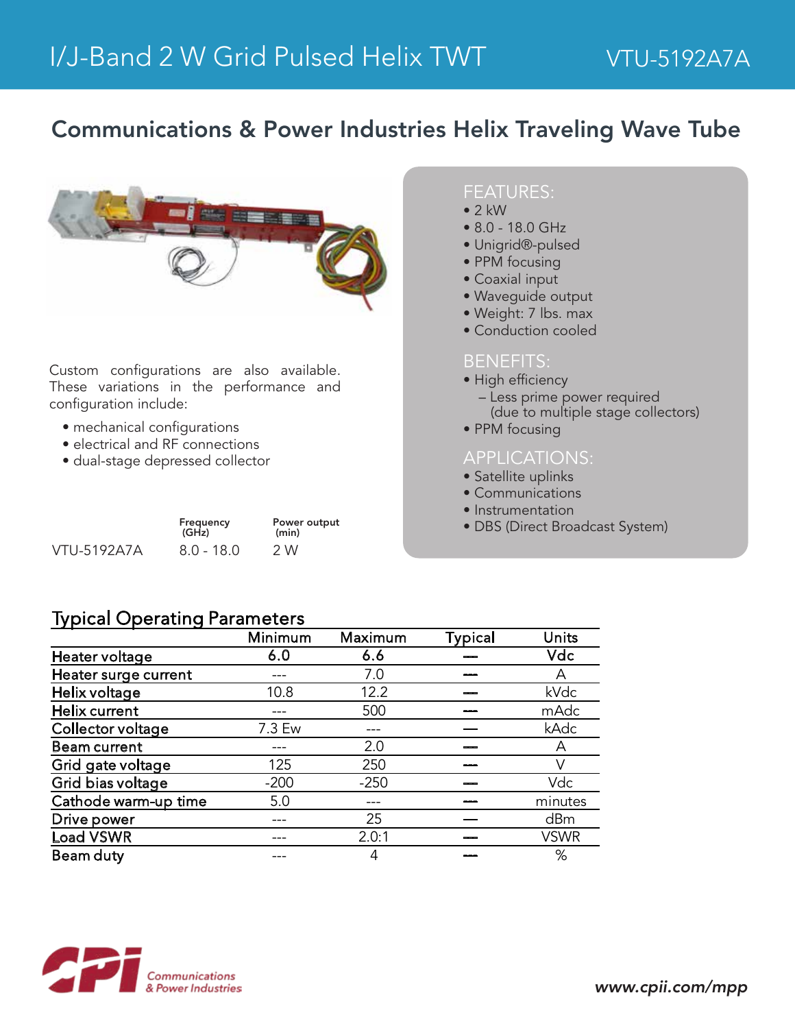# I/J-Band 2 W Grid Pulsed Helix TWT

VTU-5192A7A

## Communications & Power Industries Helix Traveling Wave Tube

### FEATURES:

- 2 kW
- 8.0 - 18.0 GHz
- Unigrid®-pulsed
- PPM focusing
- Coaxial input
- Waveguide output
- Weight: 7 lbs. max
- Conduction cooled

### BENEFITS:

- High efficiency
  - – Less prime power required (due to multiple stage collectors)
- PPM focusing

### APPLICATIONS:

- Satellite uplinks
- Communications
- Instrumentation
- DBS (Direct Broadcast System)

Custom configurations are also available. These variations in the performance and configuration include:

- mechanical configurations
- electrical and RF connections
- dual-stage depressed collector

| | Frequency (GHz) | Power output (min) |
|---|---|---|
| VTU-5192A7A | 8.0 - 18.0 | 2 W |

## Typical Operating Parameters

| | Minimum | Maximum | Typical | Units |
|---|---|---|---|---|
| Heater voltage | 6.0 | 6.6 | — | Vdc |
| Heater surge current | --- | 7.0 | — | A |
| Helix voltage | 10.8 | 12.2 | — | kVdc |
| Helix current | --- | 500 | — | mAdc |
| Collector voltage | 7.3 Ew | --- | — | kAdc |
| Beam current | --- | 2.0 | — | A |
| Grid gate voltage | 125 | 250 | — | V |
| Grid bias voltage | -200 | -250 | — | Vdc |
| Cathode warm-up time | 5.0 | --- | — | minutes |
| Drive power | --- | 25 | — | dBm |
| Load VSWR | --- | 2.0:1 | — | VSWR |
| Beam duty | --- | 4 | — | % |

Communications & Power Industries

www.cpii.com/mpp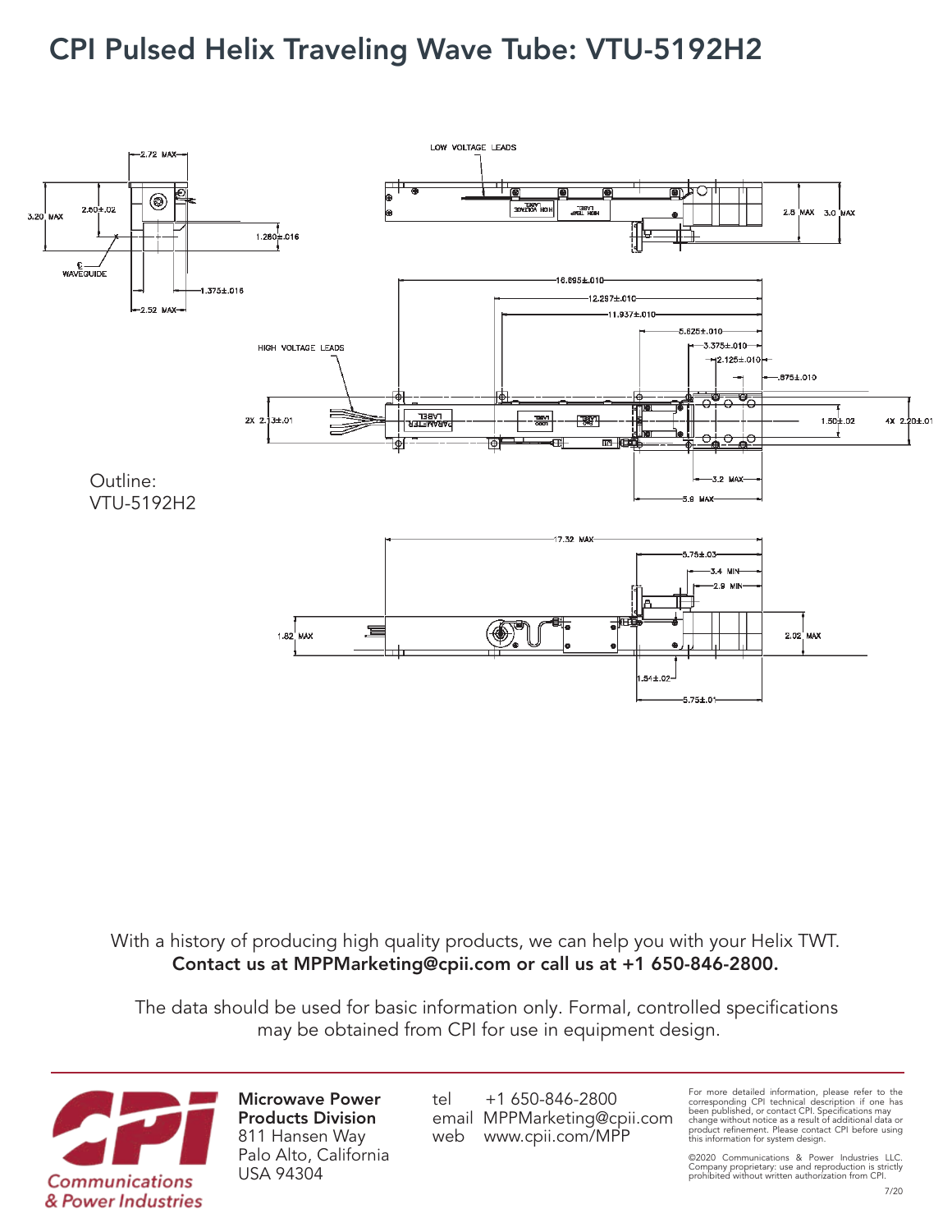# CPI Pulsed Helix Traveling Wave Tube: VTU-5192H2

2.72 MAX
3.20 MAX
2.60±.02
1.280±.016
℄ WAVEGUIDE
1.375±.016
2.52 MAX

LOW VOLTAGE LEADS
2.8 MAX
3.0 MAX

16.895±.010
12.297±.010
11.937±.010
5.625±.010
3.375±.010
2.125±.010
.875±.010
HIGH VOLTAGE LEADS
2X 2.13±.01
1.50±.02
4X 2.20±.01
3.2 MAX
5.9 MAX

Outline:
VTU-5192H2

17.32 MAX
5.75±.03
3.4 MIN
2.9 MIN
1.82 MAX
2.02 MAX
1.54±.02
5.75±.01

With a history of producing high quality products, we can help you with your Helix TWT.
**Contact us at MPPMarketing@cpii.com or call us at +1 650-846-2800.**

The data should be used for basic information only. Formal, controlled specifications may be obtained from CPI for use in equipment design.

Communications & Power Industries

**Microwave Power Products Division**
811 Hansen Way
Palo Alto, California
USA 94304

tel +1 650-846-2800
email MPPMarketing@cpii.com
web www.cpii.com/MPP

For more detailed information, please refer to the corresponding CPI technical description if one has been published, or contact CPI. Specifications may change without notice as a result of additional data or product refinement. Please contact CPI before using this information for system design.

©2020 Communications & Power Industries LLC. Company proprietary: use and reproduction is strictly prohibited without written authorization from CPI.

7/20